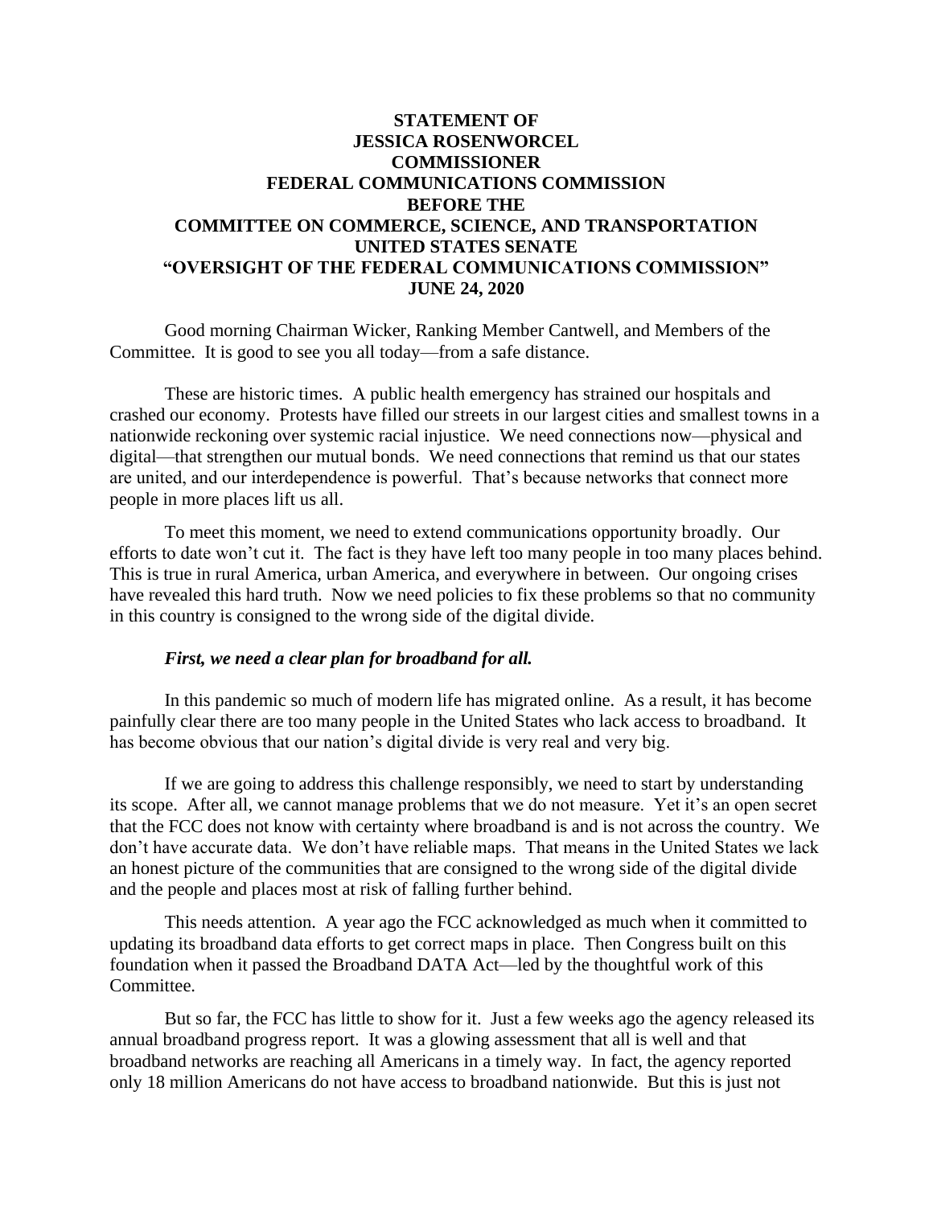# STATEMENT OF
# JESSICA ROSENWORCEL
# COMMISSIONER
# FEDERAL COMMUNICATIONS COMMISSION
# BEFORE THE
# COMMITTEE ON COMMERCE, SCIENCE, AND TRANSPORTATION
# UNITED STATES SENATE
# "OVERSIGHT OF THE FEDERAL COMMUNICATIONS COMMISSION"
# JUNE 24, 2020

Good morning Chairman Wicker, Ranking Member Cantwell, and Members of the Committee. It is good to see you all today—from a safe distance.

These are historic times. A public health emergency has strained our hospitals and crashed our economy. Protests have filled our streets in our largest cities and smallest towns in a nationwide reckoning over systemic racial injustice. We need connections now—physical and digital—that strengthen our mutual bonds. We need connections that remind us that our states are united, and our interdependence is powerful. That's because networks that connect more people in more places lift us all.

To meet this moment, we need to extend communications opportunity broadly. Our efforts to date won't cut it. The fact is they have left too many people in too many places behind. This is true in rural America, urban America, and everywhere in between. Our ongoing crises have revealed this hard truth. Now we need policies to fix these problems so that no community in this country is consigned to the wrong side of the digital divide.

***First, we need a clear plan for broadband for all.***

In this pandemic so much of modern life has migrated online. As a result, it has become painfully clear there are too many people in the United States who lack access to broadband. It has become obvious that our nation's digital divide is very real and very big.

If we are going to address this challenge responsibly, we need to start by understanding its scope. After all, we cannot manage problems that we do not measure. Yet it's an open secret that the FCC does not know with certainty where broadband is and is not across the country. We don't have accurate data. We don't have reliable maps. That means in the United States we lack an honest picture of the communities that are consigned to the wrong side of the digital divide and the people and places most at risk of falling further behind.

This needs attention. A year ago the FCC acknowledged as much when it committed to updating its broadband data efforts to get correct maps in place. Then Congress built on this foundation when it passed the Broadband DATA Act—led by the thoughtful work of this Committee.

But so far, the FCC has little to show for it. Just a few weeks ago the agency released its annual broadband progress report. It was a glowing assessment that all is well and that broadband networks are reaching all Americans in a timely way. In fact, the agency reported only 18 million Americans do not have access to broadband nationwide. But this is just not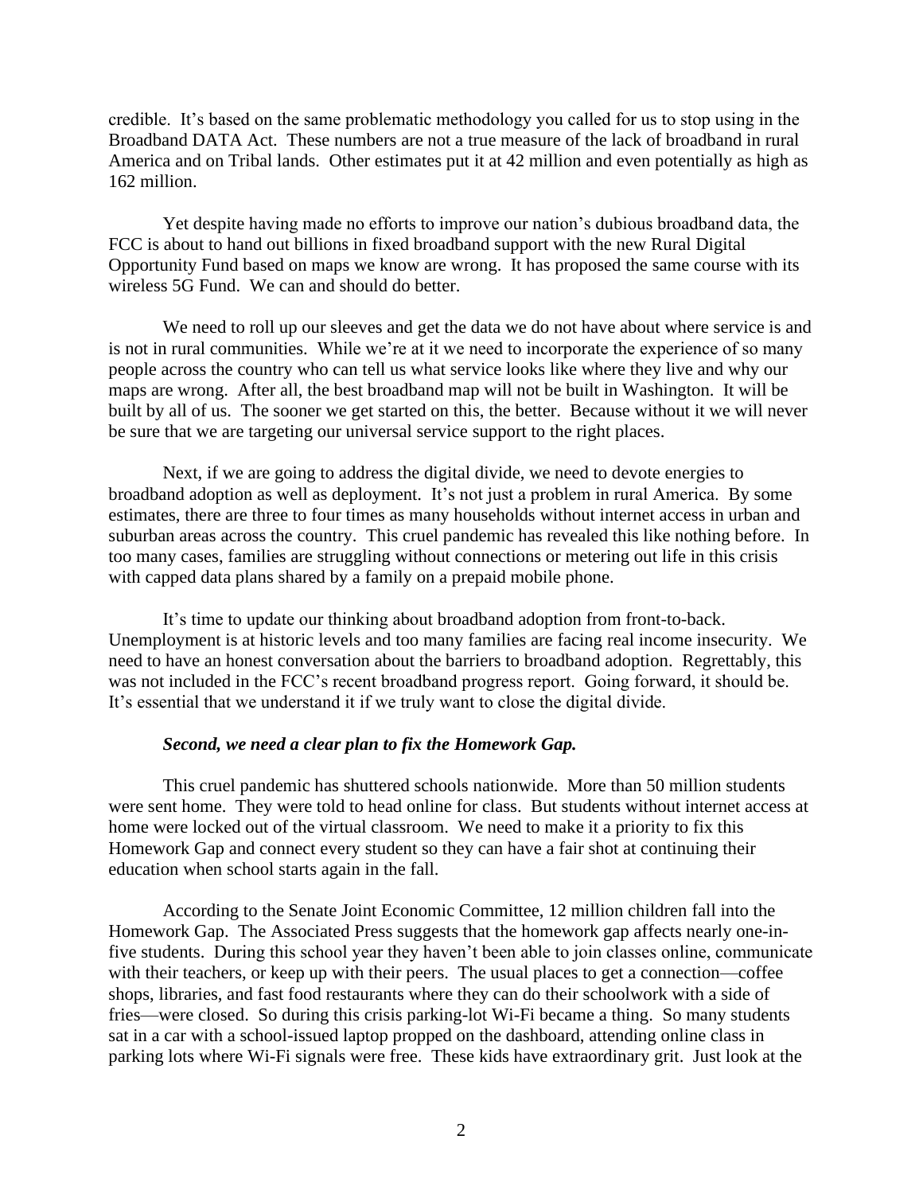credible. It's based on the same problematic methodology you called for us to stop using in the Broadband DATA Act. These numbers are not a true measure of the lack of broadband in rural America and on Tribal lands. Other estimates put it at 42 million and even potentially as high as 162 million.

Yet despite having made no efforts to improve our nation's dubious broadband data, the FCC is about to hand out billions in fixed broadband support with the new Rural Digital Opportunity Fund based on maps we know are wrong. It has proposed the same course with its wireless 5G Fund. We can and should do better.

We need to roll up our sleeves and get the data we do not have about where service is and is not in rural communities. While we're at it we need to incorporate the experience of so many people across the country who can tell us what service looks like where they live and why our maps are wrong. After all, the best broadband map will not be built in Washington. It will be built by all of us. The sooner we get started on this, the better. Because without it we will never be sure that we are targeting our universal service support to the right places.

Next, if we are going to address the digital divide, we need to devote energies to broadband adoption as well as deployment. It's not just a problem in rural America. By some estimates, there are three to four times as many households without internet access in urban and suburban areas across the country. This cruel pandemic has revealed this like nothing before. In too many cases, families are struggling without connections or metering out life in this crisis with capped data plans shared by a family on a prepaid mobile phone.

It's time to update our thinking about broadband adoption from front-to-back. Unemployment is at historic levels and too many families are facing real income insecurity. We need to have an honest conversation about the barriers to broadband adoption. Regrettably, this was not included in the FCC's recent broadband progress report. Going forward, it should be. It's essential that we understand it if we truly want to close the digital divide.

***Second, we need a clear plan to fix the Homework Gap.***

This cruel pandemic has shuttered schools nationwide. More than 50 million students were sent home. They were told to head online for class. But students without internet access at home were locked out of the virtual classroom. We need to make it a priority to fix this Homework Gap and connect every student so they can have a fair shot at continuing their education when school starts again in the fall.

According to the Senate Joint Economic Committee, 12 million children fall into the Homework Gap. The Associated Press suggests that the homework gap affects nearly one-in-five students. During this school year they haven't been able to join classes online, communicate with their teachers, or keep up with their peers. The usual places to get a connection—coffee shops, libraries, and fast food restaurants where they can do their schoolwork with a side of fries—were closed. So during this crisis parking-lot Wi-Fi became a thing. So many students sat in a car with a school-issued laptop propped on the dashboard, attending online class in parking lots where Wi-Fi signals were free. These kids have extraordinary grit. Just look at the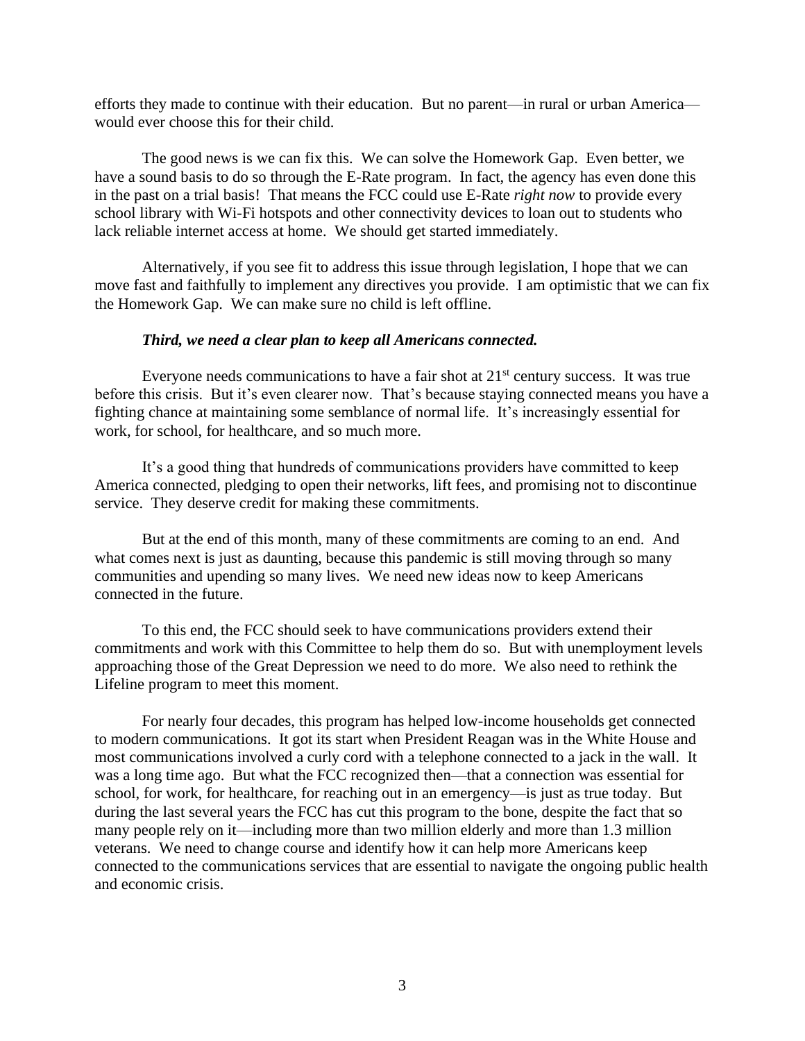efforts they made to continue with their education. But no parent—in rural or urban America—would ever choose this for their child.

The good news is we can fix this. We can solve the Homework Gap. Even better, we have a sound basis to do so through the E-Rate program. In fact, the agency has even done this in the past on a trial basis! That means the FCC could use E-Rate *right now* to provide every school library with Wi-Fi hotspots and other connectivity devices to loan out to students who lack reliable internet access at home. We should get started immediately.

Alternatively, if you see fit to address this issue through legislation, I hope that we can move fast and faithfully to implement any directives you provide. I am optimistic that we can fix the Homework Gap. We can make sure no child is left offline.

***Third, we need a clear plan to keep all Americans connected.***

Everyone needs communications to have a fair shot at 21st century success. It was true before this crisis. But it's even clearer now. That's because staying connected means you have a fighting chance at maintaining some semblance of normal life. It's increasingly essential for work, for school, for healthcare, and so much more.

It's a good thing that hundreds of communications providers have committed to keep America connected, pledging to open their networks, lift fees, and promising not to discontinue service. They deserve credit for making these commitments.

But at the end of this month, many of these commitments are coming to an end. And what comes next is just as daunting, because this pandemic is still moving through so many communities and upending so many lives. We need new ideas now to keep Americans connected in the future.

To this end, the FCC should seek to have communications providers extend their commitments and work with this Committee to help them do so. But with unemployment levels approaching those of the Great Depression we need to do more. We also need to rethink the Lifeline program to meet this moment.

For nearly four decades, this program has helped low-income households get connected to modern communications. It got its start when President Reagan was in the White House and most communications involved a curly cord with a telephone connected to a jack in the wall. It was a long time ago. But what the FCC recognized then—that a connection was essential for school, for work, for healthcare, for reaching out in an emergency—is just as true today. But during the last several years the FCC has cut this program to the bone, despite the fact that so many people rely on it—including more than two million elderly and more than 1.3 million veterans. We need to change course and identify how it can help more Americans keep connected to the communications services that are essential to navigate the ongoing public health and economic crisis.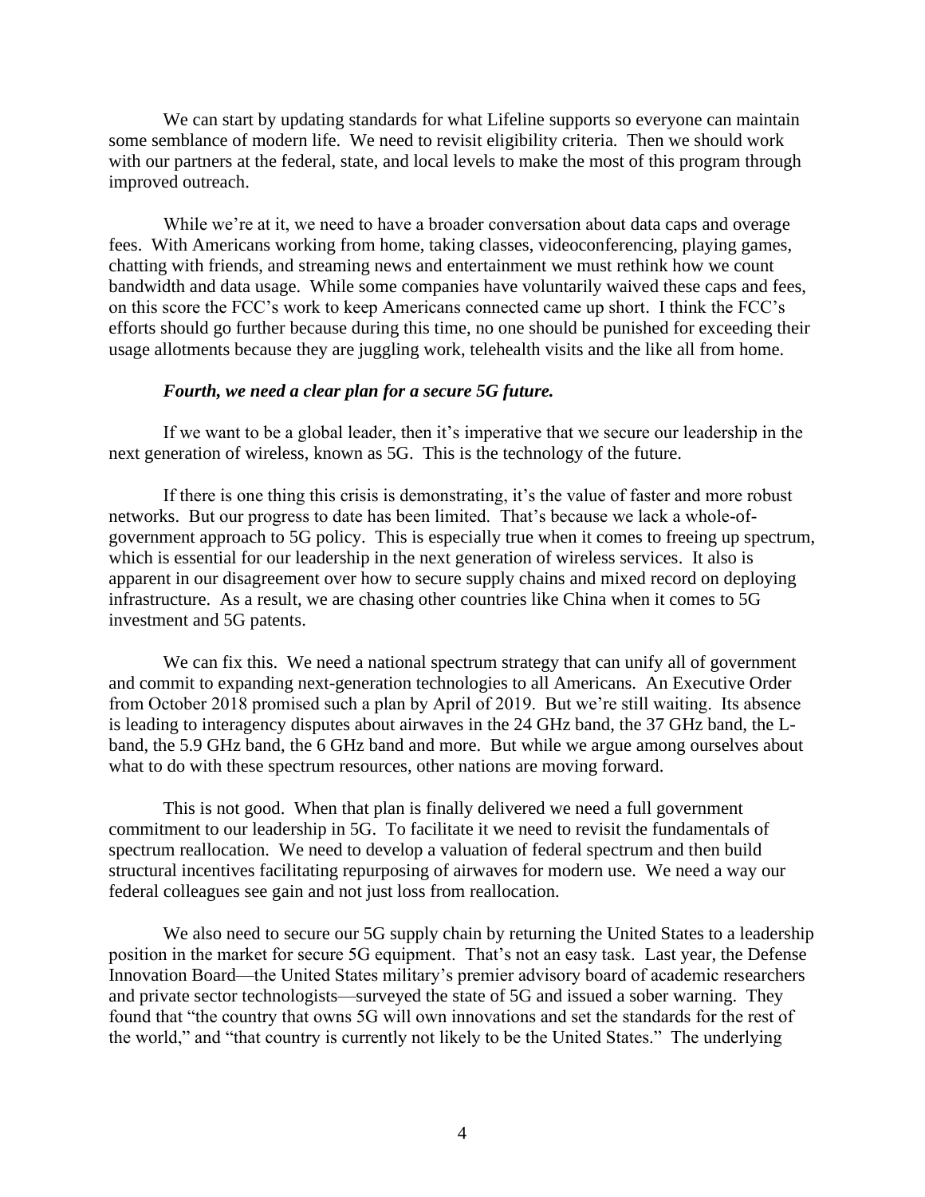We can start by updating standards for what Lifeline supports so everyone can maintain some semblance of modern life. We need to revisit eligibility criteria. Then we should work with our partners at the federal, state, and local levels to make the most of this program through improved outreach.

While we're at it, we need to have a broader conversation about data caps and overage fees. With Americans working from home, taking classes, videoconferencing, playing games, chatting with friends, and streaming news and entertainment we must rethink how we count bandwidth and data usage. While some companies have voluntarily waived these caps and fees, on this score the FCC's work to keep Americans connected came up short. I think the FCC's efforts should go further because during this time, no one should be punished for exceeding their usage allotments because they are juggling work, telehealth visits and the like all from home.

***Fourth, we need a clear plan for a secure 5G future.***

If we want to be a global leader, then it's imperative that we secure our leadership in the next generation of wireless, known as 5G. This is the technology of the future.

If there is one thing this crisis is demonstrating, it's the value of faster and more robust networks. But our progress to date has been limited. That's because we lack a whole-of-government approach to 5G policy. This is especially true when it comes to freeing up spectrum, which is essential for our leadership in the next generation of wireless services. It also is apparent in our disagreement over how to secure supply chains and mixed record on deploying infrastructure. As a result, we are chasing other countries like China when it comes to 5G investment and 5G patents.

We can fix this. We need a national spectrum strategy that can unify all of government and commit to expanding next-generation technologies to all Americans. An Executive Order from October 2018 promised such a plan by April of 2019. But we're still waiting. Its absence is leading to interagency disputes about airwaves in the 24 GHz band, the 37 GHz band, the L-band, the 5.9 GHz band, the 6 GHz band and more. But while we argue among ourselves about what to do with these spectrum resources, other nations are moving forward.

This is not good. When that plan is finally delivered we need a full government commitment to our leadership in 5G. To facilitate it we need to revisit the fundamentals of spectrum reallocation. We need to develop a valuation of federal spectrum and then build structural incentives facilitating repurposing of airwaves for modern use. We need a way our federal colleagues see gain and not just loss from reallocation.

We also need to secure our 5G supply chain by returning the United States to a leadership position in the market for secure 5G equipment. That's not an easy task. Last year, the Defense Innovation Board—the United States military's premier advisory board of academic researchers and private sector technologists—surveyed the state of 5G and issued a sober warning. They found that "the country that owns 5G will own innovations and set the standards for the rest of the world," and "that country is currently not likely to be the United States." The underlying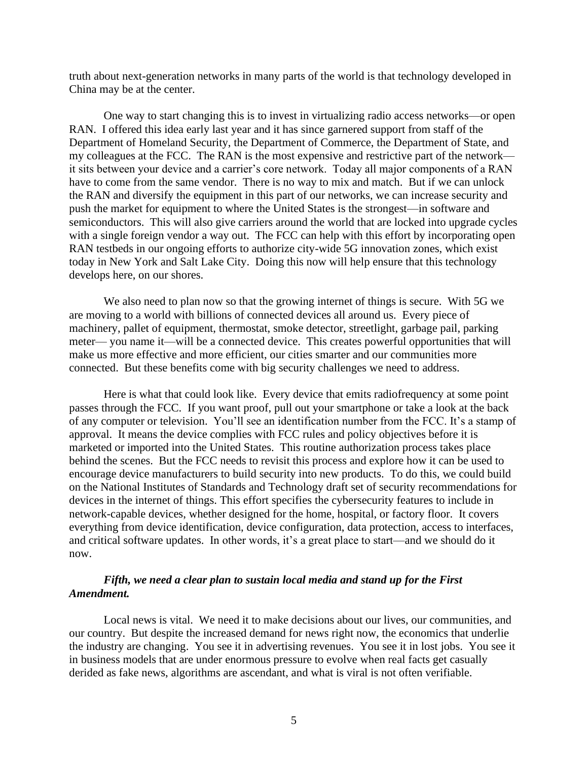truth about next-generation networks in many parts of the world is that technology developed in China may be at the center.

One way to start changing this is to invest in virtualizing radio access networks—or open RAN. I offered this idea early last year and it has since garnered support from staff of the Department of Homeland Security, the Department of Commerce, the Department of State, and my colleagues at the FCC. The RAN is the most expensive and restrictive part of the network—it sits between your device and a carrier's core network. Today all major components of a RAN have to come from the same vendor. There is no way to mix and match. But if we can unlock the RAN and diversify the equipment in this part of our networks, we can increase security and push the market for equipment to where the United States is the strongest—in software and semiconductors. This will also give carriers around the world that are locked into upgrade cycles with a single foreign vendor a way out. The FCC can help with this effort by incorporating open RAN testbeds in our ongoing efforts to authorize city-wide 5G innovation zones, which exist today in New York and Salt Lake City. Doing this now will help ensure that this technology develops here, on our shores.

We also need to plan now so that the growing internet of things is secure. With 5G we are moving to a world with billions of connected devices all around us. Every piece of machinery, pallet of equipment, thermostat, smoke detector, streetlight, garbage pail, parking meter— you name it—will be a connected device. This creates powerful opportunities that will make us more effective and more efficient, our cities smarter and our communities more connected. But these benefits come with big security challenges we need to address.

Here is what that could look like. Every device that emits radiofrequency at some point passes through the FCC. If you want proof, pull out your smartphone or take a look at the back of any computer or television. You'll see an identification number from the FCC. It's a stamp of approval. It means the device complies with FCC rules and policy objectives before it is marketed or imported into the United States. This routine authorization process takes place behind the scenes. But the FCC needs to revisit this process and explore how it can be used to encourage device manufacturers to build security into new products. To do this, we could build on the National Institutes of Standards and Technology draft set of security recommendations for devices in the internet of things. This effort specifies the cybersecurity features to include in network-capable devices, whether designed for the home, hospital, or factory floor. It covers everything from device identification, device configuration, data protection, access to interfaces, and critical software updates. In other words, it's a great place to start—and we should do it now.

***Fifth, we need a clear plan to sustain local media and stand up for the First Amendment.***

Local news is vital. We need it to make decisions about our lives, our communities, and our country. But despite the increased demand for news right now, the economics that underlie the industry are changing. You see it in advertising revenues. You see it in lost jobs. You see it in business models that are under enormous pressure to evolve when real facts get casually derided as fake news, algorithms are ascendant, and what is viral is not often verifiable.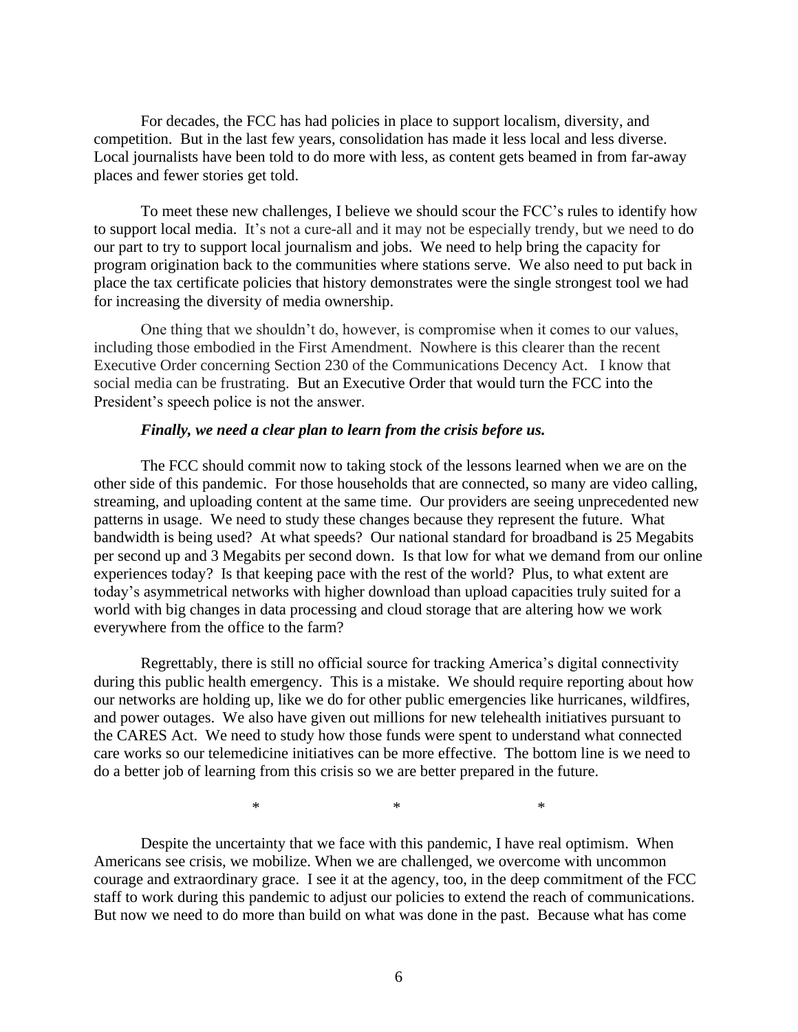For decades, the FCC has had policies in place to support localism, diversity, and competition. But in the last few years, consolidation has made it less local and less diverse. Local journalists have been told to do more with less, as content gets beamed in from far-away places and fewer stories get told.

To meet these new challenges, I believe we should scour the FCC's rules to identify how to support local media. It's not a cure-all and it may not be especially trendy, but we need to do our part to try to support local journalism and jobs. We need to help bring the capacity for program origination back to the communities where stations serve. We also need to put back in place the tax certificate policies that history demonstrates were the single strongest tool we had for increasing the diversity of media ownership.

One thing that we shouldn't do, however, is compromise when it comes to our values, including those embodied in the First Amendment. Nowhere is this clearer than the recent Executive Order concerning Section 230 of the Communications Decency Act. I know that social media can be frustrating. But an Executive Order that would turn the FCC into the President's speech police is not the answer.

***Finally, we need a clear plan to learn from the crisis before us.***

The FCC should commit now to taking stock of the lessons learned when we are on the other side of this pandemic. For those households that are connected, so many are video calling, streaming, and uploading content at the same time. Our providers are seeing unprecedented new patterns in usage. We need to study these changes because they represent the future. What bandwidth is being used? At what speeds? Our national standard for broadband is 25 Megabits per second up and 3 Megabits per second down. Is that low for what we demand from our online experiences today? Is that keeping pace with the rest of the world? Plus, to what extent are today's asymmetrical networks with higher download than upload capacities truly suited for a world with big changes in data processing and cloud storage that are altering how we work everywhere from the office to the farm?

Regrettably, there is still no official source for tracking America's digital connectivity during this public health emergency. This is a mistake. We should require reporting about how our networks are holding up, like we do for other public emergencies like hurricanes, wildfires, and power outages. We also have given out millions for new telehealth initiatives pursuant to the CARES Act. We need to study how those funds were spent to understand what connected care works so our telemedicine initiatives can be more effective. The bottom line is we need to do a better job of learning from this crisis so we are better prepared in the future.

\*   \*   \*

Despite the uncertainty that we face with this pandemic, I have real optimism. When Americans see crisis, we mobilize. When we are challenged, we overcome with uncommon courage and extraordinary grace. I see it at the agency, too, in the deep commitment of the FCC staff to work during this pandemic to adjust our policies to extend the reach of communications. But now we need to do more than build on what was done in the past. Because what has come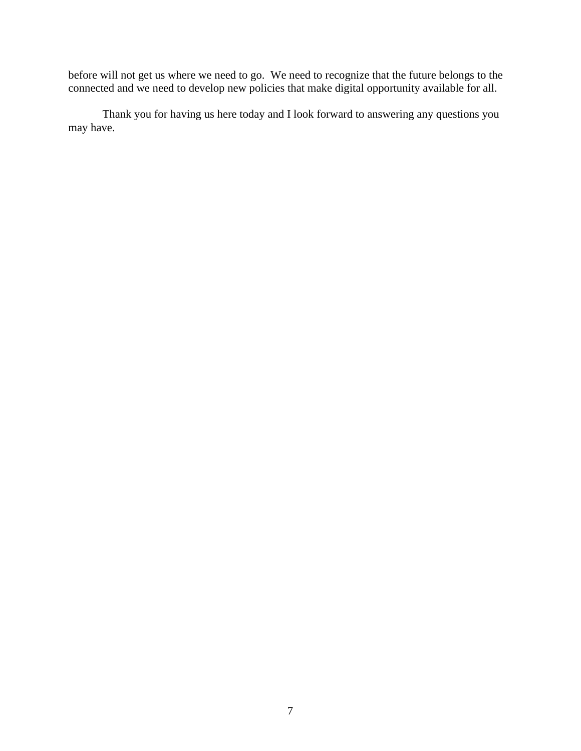before will not get us where we need to go. We need to recognize that the future belongs to the connected and we need to develop new policies that make digital opportunity available for all.

Thank you for having us here today and I look forward to answering any questions you may have.